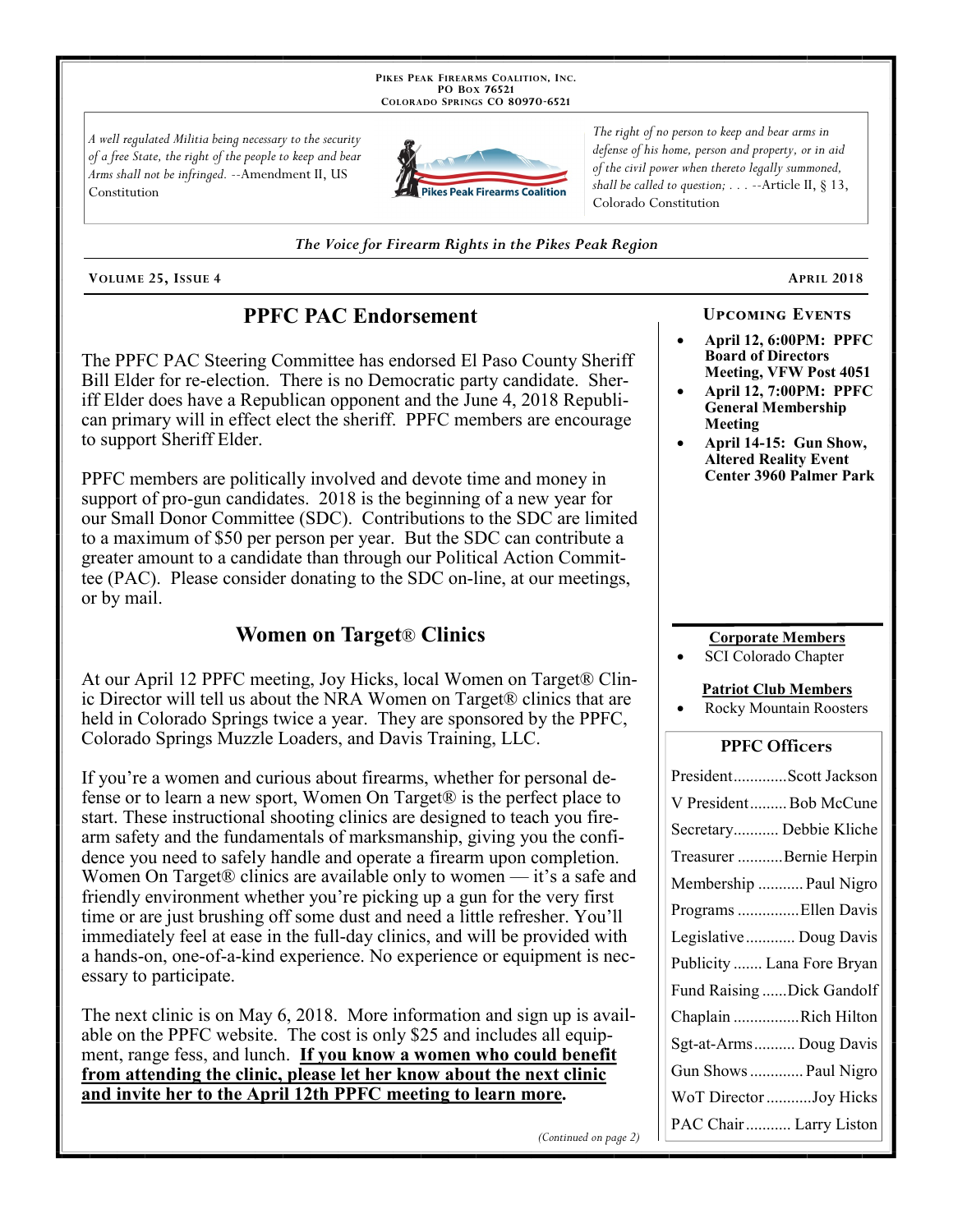PIKES PEAK FIREARMS COALITION, INC.
PO BOX 76521
COLORADO SPRINGS CO 80970-6521

*A well regulated Militia being necessary to the security of a free State, the right of the people to keep and bear Arms shall not be infringed.* --Amendment II, US Constitution

*The right of no person to keep and bear arms in defense of his home, person and property, or in aid of the civil power when thereto legally summoned, shall be called to question; . . .* --Article II, § 13, Colorado Constitution

*The Voice for Firearm Rights in the Pikes Peak Region*

VOLUME 25, ISSUE 4 — APRIL 2018

## PPFC PAC Endorsement

The PPFC PAC Steering Committee has endorsed El Paso County Sheriff Bill Elder for re-election. There is no Democratic party candidate. Sheriff Elder does have a Republican opponent and the June 4, 2018 Republican primary will in effect elect the sheriff. PPFC members are encourage to support Sheriff Elder.

PPFC members are politically involved and devote time and money in support of pro-gun candidates. 2018 is the beginning of a new year for our Small Donor Committee (SDC). Contributions to the SDC are limited to a maximum of $50 per person per year. But the SDC can contribute a greater amount to a candidate than through our Political Action Committee (PAC). Please consider donating to the SDC on-line, at our meetings, or by mail.

## Women on Target® Clinics

At our April 12 PPFC meeting, Joy Hicks, local Women on Target® Clinic Director will tell us about the NRA Women on Target® clinics that are held in Colorado Springs twice a year. They are sponsored by the PPFC, Colorado Springs Muzzle Loaders, and Davis Training, LLC.

If you're a women and curious about firearms, whether for personal defense or to learn a new sport, Women On Target® is the perfect place to start. These instructional shooting clinics are designed to teach you firearm safety and the fundamentals of marksmanship, giving you the confidence you need to safely handle and operate a firearm upon completion. Women On Target® clinics are available only to women — it's a safe and friendly environment whether you're picking up a gun for the very first time or are just brushing off some dust and need a little refresher. You'll immediately feel at ease in the full-day clinics, and will be provided with a hands-on, one-of-a-kind experience. No experience or equipment is necessary to participate.

The next clinic is on May 6, 2018. More information and sign up is available on the PPFC website. The cost is only $25 and includes all equipment, range fess, and lunch. **If you know a women who could benefit from attending the clinic, please let her know about the next clinic and invite her to the April 12th PPFC meeting to learn more.**

*(Continued on page 2)*

### Upcoming Events

- **April 12, 6:00PM: PPFC Board of Directors Meeting, VFW Post 4051**
- **April 12, 7:00PM: PPFC General Membership Meeting**
- **April 14-15: Gun Show, Altered Reality Event Center 3960 Palmer Park**

**Corporate Members**

- SCI Colorado Chapter

**Patriot Club Members**

- Rocky Mountain Roosters

### PPFC Officers

| Office | Name |
|---|---|
| President | Scott Jackson |
| V President | Bob McCune |
| Secretary | Debbie Kliche |
| Treasurer | Bernie Herpin |
| Membership | Paul Nigro |
| Programs | Ellen Davis |
| Legislative | Doug Davis |
| Publicity | Lana Fore Bryan |
| Fund Raising | Dick Gandolf |
| Chaplain | Rich Hilton |
| Sgt-at-Arms | Doug Davis |
| Gun Shows | Paul Nigro |
| WoT Director | Joy Hicks |
| PAC Chair | Larry Liston |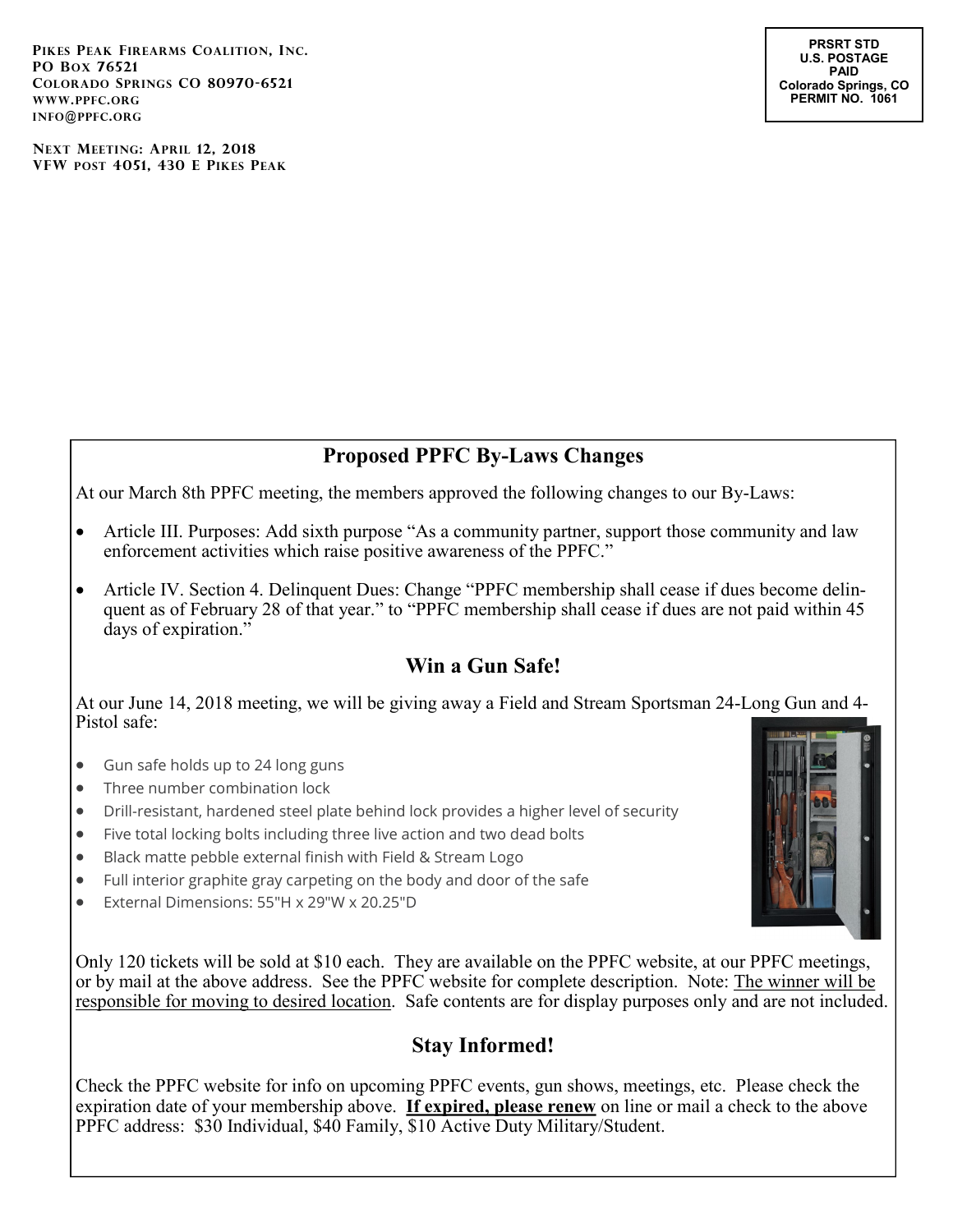PIKES PEAK FIREARMS COALITION, INC.
PO BOX 76521
COLORADO SPRINGS CO 80970-6521
WWW.PPFC.ORG
INFO@PPFC.ORG

PRSRT STD
U.S. POSTAGE
PAID
Colorado Springs, CO
PERMIT NO. 1061

NEXT MEETING: APRIL 12, 2018
VFW POST 4051, 430 E PIKES PEAK

## Proposed PPFC By-Laws Changes

At our March 8th PPFC meeting, the members approved the following changes to our By-Laws:

- Article III. Purposes: Add sixth purpose "As a community partner, support those community and law enforcement activities which raise positive awareness of the PPFC."
- Article IV. Section 4. Delinquent Dues: Change "PPFC membership shall cease if dues become delinquent as of February 28 of that year." to "PPFC membership shall cease if dues are not paid within 45 days of expiration."

## Win a Gun Safe!

At our June 14, 2018 meeting, we will be giving away a Field and Stream Sportsman 24-Long Gun and 4-Pistol safe:

- Gun safe holds up to 24 long guns
- Three number combination lock
- Drill-resistant, hardened steel plate behind lock provides a higher level of security
- Five total locking bolts including three live action and two dead bolts
- Black matte pebble external finish with Field & Stream Logo
- Full interior graphite gray carpeting on the body and door of the safe
- External Dimensions: 55"H x 29"W x 20.25"D

Only 120 tickets will be sold at $10 each. They are available on the PPFC website, at our PPFC meetings, or by mail at the above address. See the PPFC website for complete description. Note: The winner will be responsible for moving to desired location. Safe contents are for display purposes only and are not included.

## Stay Informed!

Check the PPFC website for info on upcoming PPFC events, gun shows, meetings, etc. Please check the expiration date of your membership above. **If expired, please renew** on line or mail a check to the above PPFC address: $30 Individual, $40 Family, $10 Active Duty Military/Student.